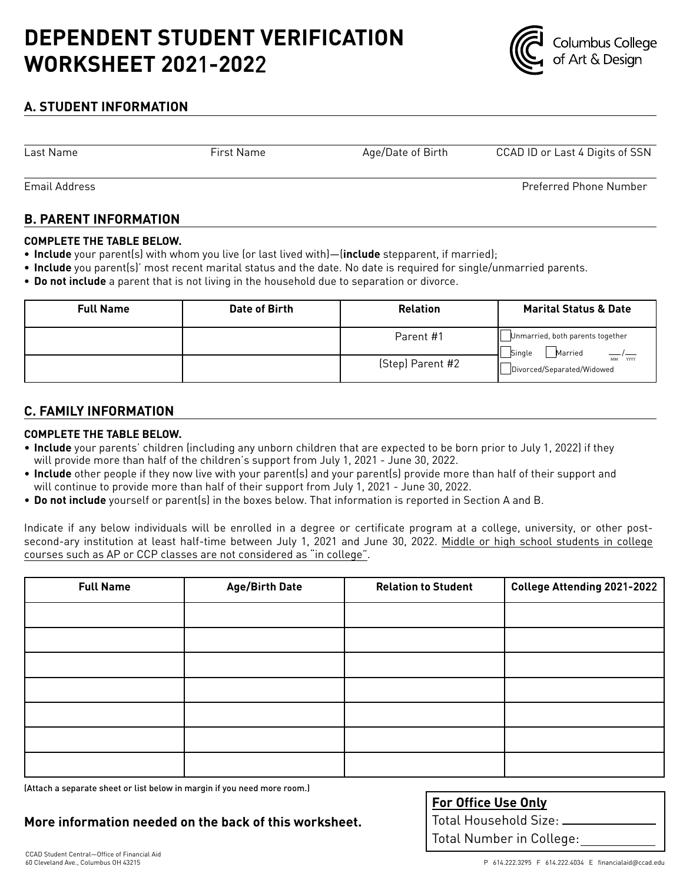# DEPENDENT STUDENT VERIFICATION WORKSHEET 2021-2022

Columbus College of Art & Design

## A. STUDENT INFORMATION

Last Name | First Name | Age/Date of Birth | CCAD ID or Last 4 Digits of SSN

Email Address | Preferred Phone Number

## B. PARENT INFORMATION

**COMPLETE THE TABLE BELOW.**

- **Include** your parent(s) with whom you live (or last lived with)—(**include** stepparent, if married);
- **Include** you parent(s)' most recent marital status and the date. No date is required for single/unmarried parents.
- **Do not include** a parent that is not living in the household due to separation or divorce.

| Full Name | Date of Birth | Relation | Marital Status & Date |
|---|---|---|---|
| | | Parent #1 | ☐ Unmarried, both parents together<br>☐ Single ☐ Married ___/___ (MM/YYYY)<br>☐ Divorced/Separated/Widowed |
| | | (Step) Parent #2 | |

## C. FAMILY INFORMATION

**COMPLETE THE TABLE BELOW.**

- **Include** your parents' children (including any unborn children that are expected to be born prior to July 1, 2022) if they will provide more than half of the children's support from July 1, 2021 - June 30, 2022.
- **Include** other people if they now live with your parent(s) and your parent(s) provide more than half of their support and will continue to provide more than half of their support from July 1, 2021 - June 30, 2022.
- **Do not include** yourself or parent(s) in the boxes below. That information is reported in Section A and B.

Indicate if any below individuals will be enrolled in a degree or certificate program at a college, university, or other post-second-ary institution at least half-time between July 1, 2021 and June 30, 2022. Middle or high school students in college courses such as AP or CCP classes are not considered as "in college".

| Full Name | Age/Birth Date | Relation to Student | College Attending 2021-2022 |
|---|---|---|---|
| | | | |
| | | | |
| | | | |
| | | | |
| | | | |
| | | | |
| | | | |

(Attach a separate sheet or list below in margin if you need more room.)

**More information needed on the back of this worksheet.**

**For Office Use Only**

Total Household Size: ____________

Total Number in College: ____________

CCAD Student Central—Office of Financial Aid
60 Cleveland Ave., Columbus OH 43215

P 614.222.3295 F 614.222.4034 E financialaid@ccad.edu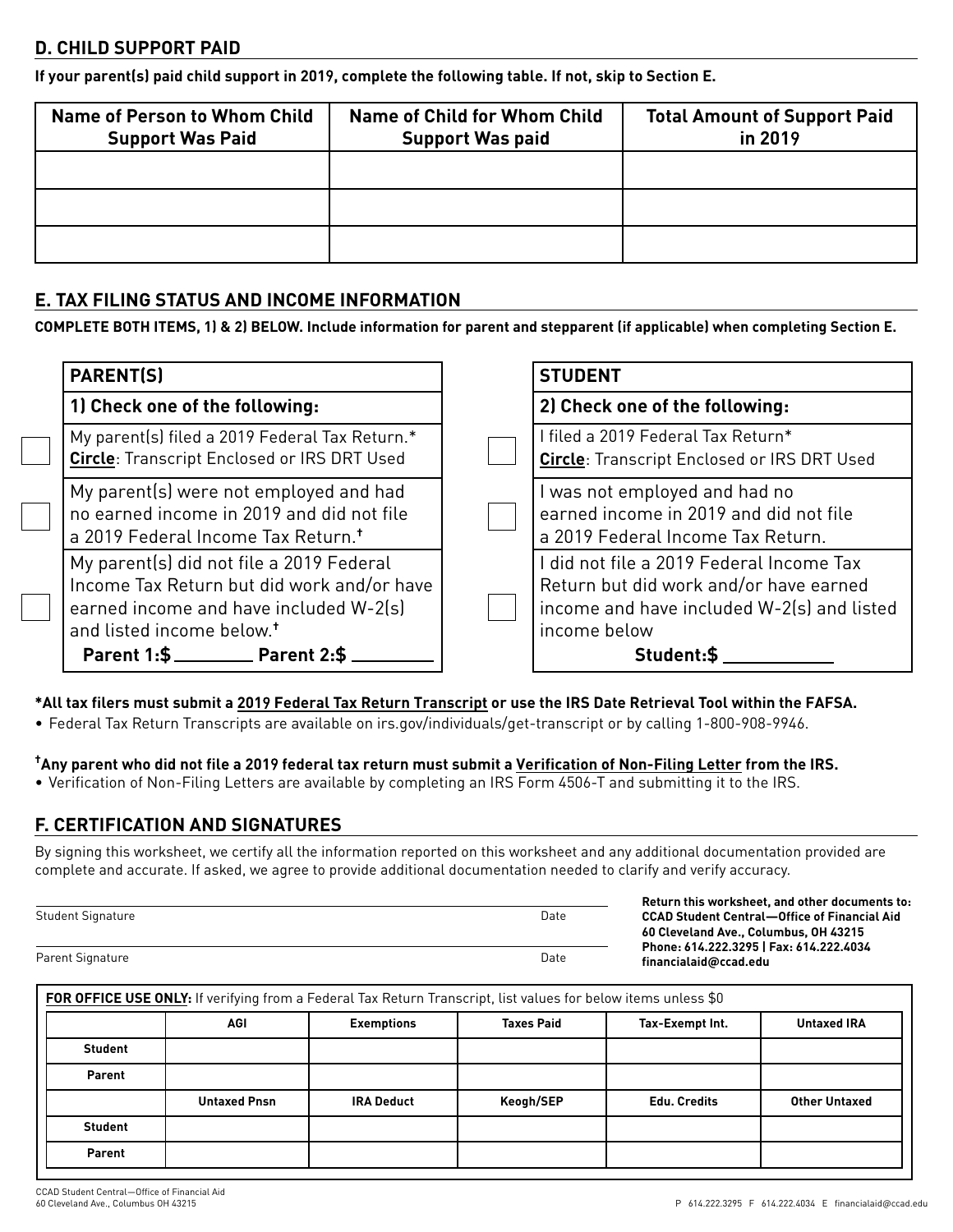## D. CHILD SUPPORT PAID

**If your parent(s) paid child support in 2019, complete the following table. If not, skip to Section E.**

| Name of Person to Whom Child Support Was Paid | Name of Child for Whom Child Support Was paid | Total Amount of Support Paid in 2019 |
|---|---|---|
| | | |
| | | |
| | | |

## E. TAX FILING STATUS AND INCOME INFORMATION

**COMPLETE BOTH ITEMS, 1) & 2) BELOW. Include information for parent and stepparent (if applicable) when completing Section E.**

| | **PARENT(S)** |
|---|---|
| | **1) Check one of the following:** |
| ☐ | My parent(s) filed a 2019 Federal Tax Return.* **Circle**: Transcript Enclosed or IRS DRT Used |
| ☐ | My parent(s) were not employed and had no earned income in 2019 and did not file a 2019 Federal Income Tax Return.† |
| ☐ | My parent(s) did not file a 2019 Federal Income Tax Return but did work and/or have earned income and have included W-2(s) and listed income below.† **Parent 1:$ ________ Parent 2:$ ________** |

| | **STUDENT** |
|---|---|
| | **2) Check one of the following:** |
| ☐ | I filed a 2019 Federal Tax Return* **Circle**: Transcript Enclosed or IRS DRT Used |
| ☐ | I was not employed and had no earned income in 2019 and did not file a 2019 Federal Income Tax Return. |
| ☐ | I did not file a 2019 Federal Income Tax Return but did work and/or have earned income and have included W-2(s) and listed income below **Student:$ ________** |

**\*All tax filers must submit a 2019 Federal Tax Return Transcript or use the IRS Date Retrieval Tool within the FAFSA.**

- Federal Tax Return Transcripts are available on irs.gov/individuals/get-transcript or by calling 1-800-908-9946.

**†Any parent who did not file a 2019 federal tax return must submit a Verification of Non-Filing Letter from the IRS.**

- Verification of Non-Filing Letters are available by completing an IRS Form 4506-T and submitting it to the IRS.

## F. CERTIFICATION AND SIGNATURES

By signing this worksheet, we certify all the information reported on this worksheet and any additional documentation provided are complete and accurate. If asked, we agree to provide additional documentation needed to clarify and verify accuracy.

Student Signature ______________________________ Date

Parent Signature ______________________________ Date

**Return this worksheet, and other documents to:**
**CCAD Student Central—Office of Financial Aid**
**60 Cleveland Ave., Columbus, OH 43215**
**Phone: 614.222.3295 | Fax: 614.222.4034**
**financialaid@ccad.edu**

**FOR OFFICE USE ONLY:** If verifying from a Federal Tax Return Transcript, list values for below items unless $0

| | AGI | Exemptions | Taxes Paid | Tax-Exempt Int. | Untaxed IRA |
|---|---|---|---|---|---|
| **Student** | | | | | |
| **Parent** | | | | | |
| | **Untaxed Pnsn** | **IRA Deduct** | **Keogh/SEP** | **Edu. Credits** | **Other Untaxed** |
| **Student** | | | | | |
| **Parent** | | | | | |